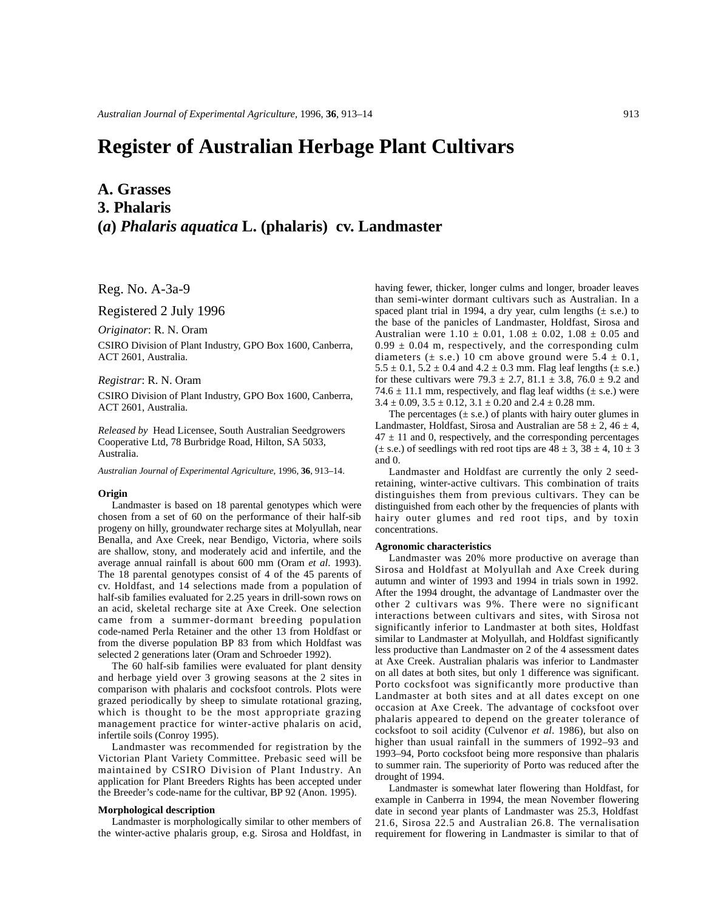# Register of Australian Herbage Plant Cultivars

## A. Grasses
## 3. Phalaris
## (*a*) *Phalaris aquatica* L. (phalaris) cv. Landmaster

Reg. No. A-3a-9

Registered 2 July 1996

*Originator*: R. N. Oram

CSIRO Division of Plant Industry, GPO Box 1600, Canberra, ACT 2601, Australia.

*Registrar*: R. N. Oram

CSIRO Division of Plant Industry, GPO Box 1600, Canberra, ACT 2601, Australia.

*Released by* Head Licensee, South Australian Seedgrowers Cooperative Ltd, 78 Burbridge Road, Hilton, SA 5033, Australia.

*Australian Journal of Experimental Agriculture*, 1996, **36**, 913–14.

#### Origin

Landmaster is based on 18 parental genotypes which were chosen from a set of 60 on the performance of their half-sib progeny on hilly, groundwater recharge sites at Molyullah, near Benalla, and Axe Creek, near Bendigo, Victoria, where soils are shallow, stony, and moderately acid and infertile, and the average annual rainfall is about 600 mm (Oram *et al*. 1993). The 18 parental genotypes consist of 4 of the 45 parents of cv. Holdfast, and 14 selections made from a population of half-sib families evaluated for 2.25 years in drill-sown rows on an acid, skeletal recharge site at Axe Creek. One selection came from a summer-dormant breeding population code-named Perla Retainer and the other 13 from Holdfast or from the diverse population BP 83 from which Holdfast was selected 2 generations later (Oram and Schroeder 1992).

The 60 half-sib families were evaluated for plant density and herbage yield over 3 growing seasons at the 2 sites in comparison with phalaris and cocksfoot controls. Plots were grazed periodically by sheep to simulate rotational grazing, which is thought to be the most appropriate grazing management practice for winter-active phalaris on acid, infertile soils (Conroy 1995).

Landmaster was recommended for registration by the Victorian Plant Variety Committee. Prebasic seed will be maintained by CSIRO Division of Plant Industry. An application for Plant Breeders Rights has been accepted under the Breeder's code-name for the cultivar, BP 92 (Anon. 1995).

#### Morphological description

Landmaster is morphologically similar to other members of the winter-active phalaris group, e.g. Sirosa and Holdfast, in having fewer, thicker, longer culms and longer, broader leaves than semi-winter dormant cultivars such as Australian. In a spaced plant trial in 1994, a dry year, culm lengths (± s.e.) to the base of the panicles of Landmaster, Holdfast, Sirosa and Australian were 1.10 ± 0.01, 1.08 ± 0.02, 1.08 ± 0.05 and 0.99 ± 0.04 m, respectively, and the corresponding culm diameters (± s.e.) 10 cm above ground were 5.4 ± 0.1, 5.5 ± 0.1, 5.2 ± 0.4 and 4.2 ± 0.3 mm. Flag leaf lengths (± s.e.) for these cultivars were 79.3 ± 2.7, 81.1 ± 3.8, 76.0 ± 9.2 and 74.6 ± 11.1 mm, respectively, and flag leaf widths (± s.e.) were 3.4 ± 0.09, 3.5 ± 0.12, 3.1 ± 0.20 and 2.4 ± 0.28 mm.

The percentages (± s.e.) of plants with hairy outer glumes in Landmaster, Holdfast, Sirosa and Australian are 58 ± 2, 46 ± 4, 47 ± 11 and 0, respectively, and the corresponding percentages (± s.e.) of seedlings with red root tips are 48 ± 3, 38 ± 4, 10 ± 3 and 0.

Landmaster and Holdfast are currently the only 2 seed-retaining, winter-active cultivars. This combination of traits distinguishes them from previous cultivars. They can be distinguished from each other by the frequencies of plants with hairy outer glumes and red root tips, and by toxin concentrations.

#### Agronomic characteristics

Landmaster was 20% more productive on average than Sirosa and Holdfast at Molyullah and Axe Creek during autumn and winter of 1993 and 1994 in trials sown in 1992. After the 1994 drought, the advantage of Landmaster over the other 2 cultivars was 9%. There were no significant interactions between cultivars and sites, with Sirosa not significantly inferior to Landmaster at both sites, Holdfast similar to Landmaster at Molyullah, and Holdfast significantly less productive than Landmaster on 2 of the 4 assessment dates at Axe Creek. Australian phalaris was inferior to Landmaster on all dates at both sites, but only 1 difference was significant. Porto cocksfoot was significantly more productive than Landmaster at both sites and at all dates except on one occasion at Axe Creek. The advantage of cocksfoot over phalaris appeared to depend on the greater tolerance of cocksfoot to soil acidity (Culvenor *et al*. 1986), but also on higher than usual rainfall in the summers of 1992–93 and 1993–94, Porto cocksfoot being more responsive than phalaris to summer rain. The superiority of Porto was reduced after the drought of 1994.

Landmaster is somewhat later flowering than Holdfast, for example in Canberra in 1994, the mean November flowering date in second year plants of Landmaster was 25.3, Holdfast 21.6, Sirosa 22.5 and Australian 26.8. The vernalisation requirement for flowering in Landmaster is similar to that of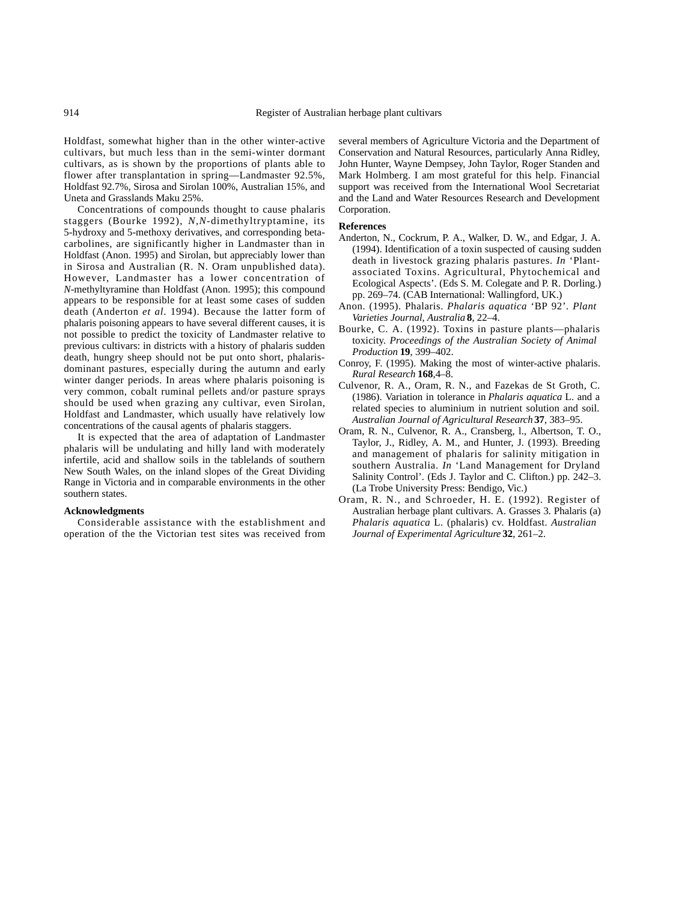Holdfast, somewhat higher than in the other winter-active cultivars, but much less than in the semi-winter dormant cultivars, as is shown by the proportions of plants able to flower after transplantation in spring—Landmaster 92.5%, Holdfast 92.7%, Sirosa and Sirolan 100%, Australian 15%, and Uneta and Grasslands Maku 25%.

Concentrations of compounds thought to cause phalaris staggers (Bourke 1992), *N*,*N*-dimethyltryptamine, its 5-hydroxy and 5-methoxy derivatives, and corresponding beta-carbolines, are significantly higher in Landmaster than in Holdfast (Anon. 1995) and Sirolan, but appreciably lower than in Sirosa and Australian (R. N. Oram unpublished data). However, Landmaster has a lower concentration of *N*-methyltyramine than Holdfast (Anon. 1995); this compound appears to be responsible for at least some cases of sudden death (Anderton *et al*. 1994). Because the latter form of phalaris poisoning appears to have several different causes, it is not possible to predict the toxicity of Landmaster relative to previous cultivars: in districts with a history of phalaris sudden death, hungry sheep should not be put onto short, phalaris-dominant pastures, especially during the autumn and early winter danger periods. In areas where phalaris poisoning is very common, cobalt ruminal pellets and/or pasture sprays should be used when grazing any cultivar, even Sirolan, Holdfast and Landmaster, which usually have relatively low concentrations of the causal agents of phalaris staggers.

It is expected that the area of adaptation of Landmaster phalaris will be undulating and hilly land with moderately infertile, acid and shallow soils in the tablelands of southern New South Wales, on the inland slopes of the Great Dividing Range in Victoria and in comparable environments in the other southern states.

### Acknowledgments

Considerable assistance with the establishment and operation of the the Victorian test sites was received from several members of Agriculture Victoria and the Department of Conservation and Natural Resources, particularly Anna Ridley, John Hunter, Wayne Dempsey, John Taylor, Roger Standen and Mark Holmberg. I am most grateful for this help. Financial support was received from the International Wool Secretariat and the Land and Water Resources Research and Development Corporation.

### References

Anderton, N., Cockrum, P. A., Walker, D. W., and Edgar, J. A. (1994). Identification of a toxin suspected of causing sudden death in livestock grazing phalaris pastures. *In* 'Plant-associated Toxins. Agricultural, Phytochemical and Ecological Aspects'. (Eds S. M. Colegate and P. R. Dorling.) pp. 269–74. (CAB International: Wallingford, UK.)

Anon. (1995). Phalaris. *Phalaris aquatica* 'BP 92'. *Plant Varieties Journal, Australia* **8**, 22–4.

Bourke, C. A. (1992). Toxins in pasture plants—phalaris toxicity. *Proceedings of the Australian Society of Animal Production* **19**, 399–402.

Conroy, F. (1995). Making the most of winter-active phalaris. *Rural Research* **168**,4–8.

Culvenor, R. A., Oram, R. N., and Fazekas de St Groth, C. (1986). Variation in tolerance in *Phalaris aquatica* L. and a related species to aluminium in nutrient solution and soil. *Australian Journal of Agricultural Research* **37**, 383–95.

Oram, R. N., Culvenor, R. A., Cransberg, l., Albertson, T. O., Taylor, J., Ridley, A. M., and Hunter, J. (1993). Breeding and management of phalaris for salinity mitigation in southern Australia. *In* 'Land Management for Dryland Salinity Control'. (Eds J. Taylor and C. Clifton.) pp. 242–3. (La Trobe University Press: Bendigo, Vic.)

Oram, R. N., and Schroeder, H. E. (1992). Register of Australian herbage plant cultivars. A. Grasses 3. Phalaris (a) *Phalaris aquatica* L. (phalaris) cv. Holdfast. *Australian Journal of Experimental Agriculture* **32**, 261–2.